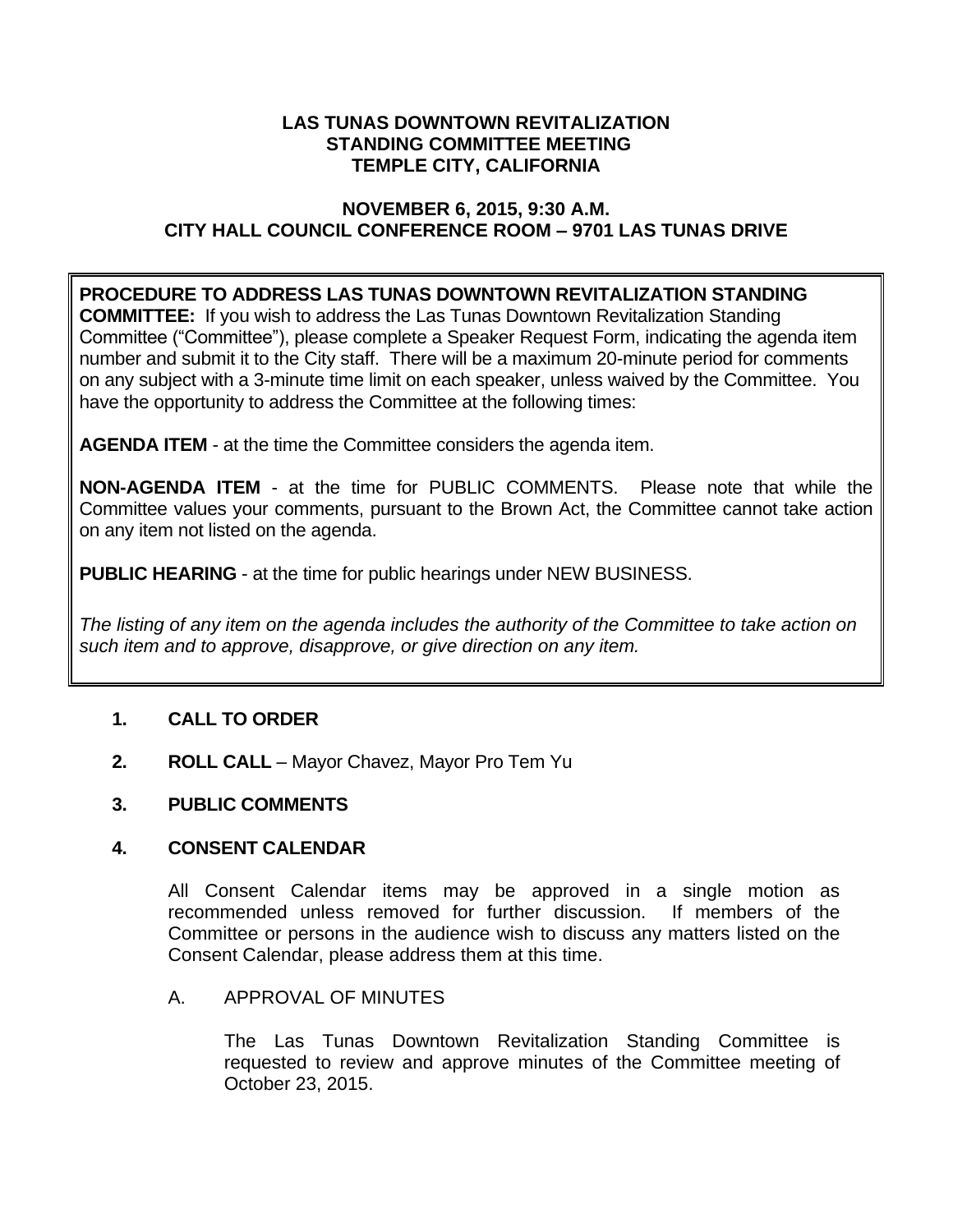**LAS TUNAS DOWNTOWN REVITALIZATION**
**STANDING COMMITTEE MEETING**
**TEMPLE CITY, CALIFORNIA**

**NOVEMBER 6, 2015, 9:30 A.M.**
**CITY HALL COUNCIL CONFERENCE ROOM – 9701 LAS TUNAS DRIVE**

**PROCEDURE TO ADDRESS LAS TUNAS DOWNTOWN REVITALIZATION STANDING COMMITTEE:** If you wish to address the Las Tunas Downtown Revitalization Standing Committee ("Committee"), please complete a Speaker Request Form, indicating the agenda item number and submit it to the City staff. There will be a maximum 20-minute period for comments on any subject with a 3-minute time limit on each speaker, unless waived by the Committee. You have the opportunity to address the Committee at the following times:

**AGENDA ITEM** - at the time the Committee considers the agenda item.

**NON-AGENDA ITEM** - at the time for PUBLIC COMMENTS. Please note that while the Committee values your comments, pursuant to the Brown Act, the Committee cannot take action on any item not listed on the agenda.

**PUBLIC HEARING** - at the time for public hearings under NEW BUSINESS.

*The listing of any item on the agenda includes the authority of the Committee to take action on such item and to approve, disapprove, or give direction on any item.*

**1. CALL TO ORDER**

**2. ROLL CALL** – Mayor Chavez, Mayor Pro Tem Yu

**3. PUBLIC COMMENTS**

**4. CONSENT CALENDAR**

All Consent Calendar items may be approved in a single motion as recommended unless removed for further discussion. If members of the Committee or persons in the audience wish to discuss any matters listed on the Consent Calendar, please address them at this time.

A. APPROVAL OF MINUTES

The Las Tunas Downtown Revitalization Standing Committee is requested to review and approve minutes of the Committee meeting of October 23, 2015.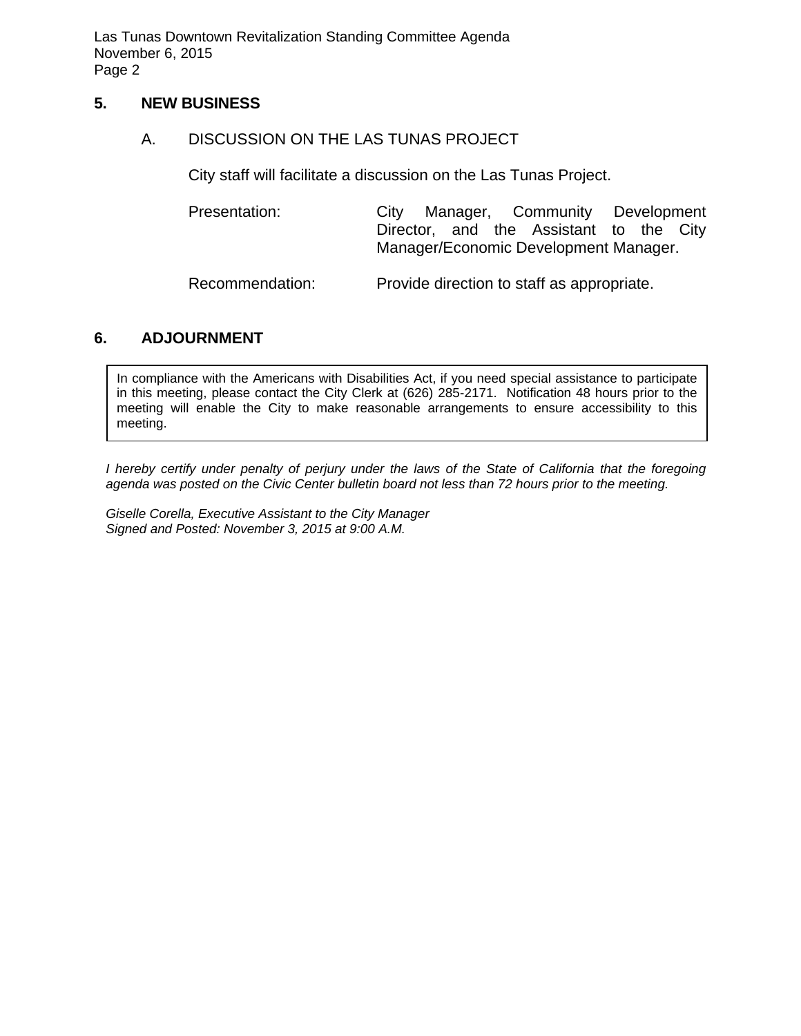## 5. NEW BUSINESS

A. DISCUSSION ON THE LAS TUNAS PROJECT

City staff will facilitate a discussion on the Las Tunas Project.

Presentation: City Manager, Community Development Director, and the Assistant to the City Manager/Economic Development Manager.

Recommendation: Provide direction to staff as appropriate.

## 6. ADJOURNMENT

In compliance with the Americans with Disabilities Act, if you need special assistance to participate in this meeting, please contact the City Clerk at (626) 285-2171. Notification 48 hours prior to the meeting will enable the City to make reasonable arrangements to ensure accessibility to this meeting.

*I hereby certify under penalty of perjury under the laws of the State of California that the foregoing agenda was posted on the Civic Center bulletin board not less than 72 hours prior to the meeting.*

*Giselle Corella, Executive Assistant to the City Manager*
*Signed and Posted: November 3, 2015 at 9:00 A.M.*